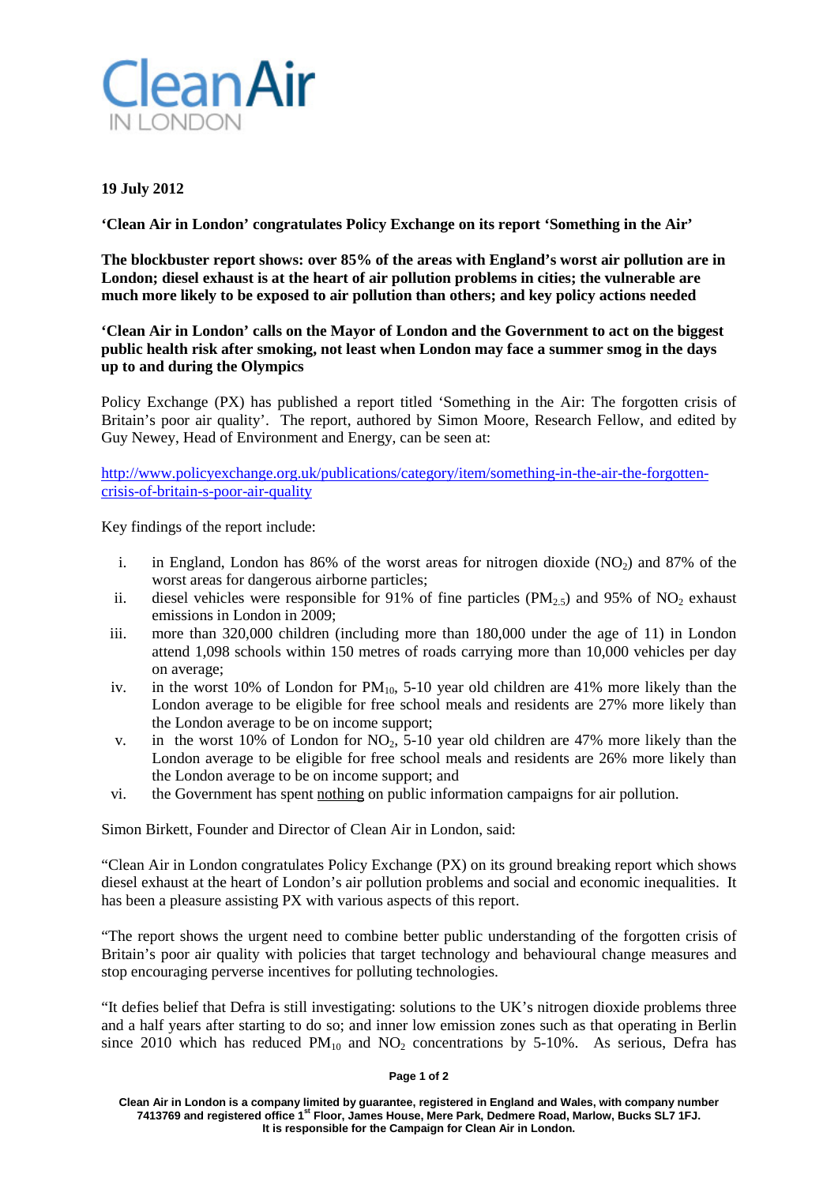# Clean Air IN LONDON

**19 July 2012**

**'Clean Air in London' congratulates Policy Exchange on its report 'Something in the Air'**

**The blockbuster report shows: over 85% of the areas with England's worst air pollution are in London; diesel exhaust is at the heart of air pollution problems in cities; the vulnerable are much more likely to be exposed to air pollution than others; and key policy actions needed**

**'Clean Air in London' calls on the Mayor of London and the Government to act on the biggest public health risk after smoking, not least when London may face a summer smog in the days up to and during the Olympics**

Policy Exchange (PX) has published a report titled 'Something in the Air: The forgotten crisis of Britain's poor air quality'. The report, authored by Simon Moore, Research Fellow, and edited by Guy Newey, Head of Environment and Energy, can be seen at:

http://www.policyexchange.org.uk/publications/category/item/something-in-the-air-the-forgotten-crisis-of-britain-s-poor-air-quality

Key findings of the report include:

i. in England, London has 86% of the worst areas for nitrogen dioxide ($NO_2$) and 87% of the worst areas for dangerous airborne particles;
ii. diesel vehicles were responsible for 91% of fine particles ($PM_{2.5}$) and 95% of $NO_2$ exhaust emissions in London in 2009;
iii. more than 320,000 children (including more than 180,000 under the age of 11) in London attend 1,098 schools within 150 metres of roads carrying more than 10,000 vehicles per day on average;
iv. in the worst 10% of London for $PM_{10}$, 5-10 year old children are 41% more likely than the London average to be eligible for free school meals and residents are 27% more likely than the London average to be on income support;
v. in the worst 10% of London for $NO_2$, 5-10 year old children are 47% more likely than the London average to be eligible for free school meals and residents are 26% more likely than the London average to be on income support; and
vi. the Government has spent nothing on public information campaigns for air pollution.

Simon Birkett, Founder and Director of Clean Air in London, said:

"Clean Air in London congratulates Policy Exchange (PX) on its ground breaking report which shows diesel exhaust at the heart of London's air pollution problems and social and economic inequalities. It has been a pleasure assisting PX with various aspects of this report.

"The report shows the urgent need to combine better public understanding of the forgotten crisis of Britain's poor air quality with policies that target technology and behavioural change measures and stop encouraging perverse incentives for polluting technologies.

"It defies belief that Defra is still investigating: solutions to the UK's nitrogen dioxide problems three and a half years after starting to do so; and inner low emission zones such as that operating in Berlin since 2010 which has reduced $PM_{10}$ and $NO_2$ concentrations by 5-10%. As serious, Defra has

Clean Air in London is a company limited by guarantee, registered in England and Wales, with company number 7413769 and registered office 1st Floor, James House, Mere Park, Dedmere Road, Marlow, Bucks SL7 1FJ. It is responsible for the Campaign for Clean Air in London.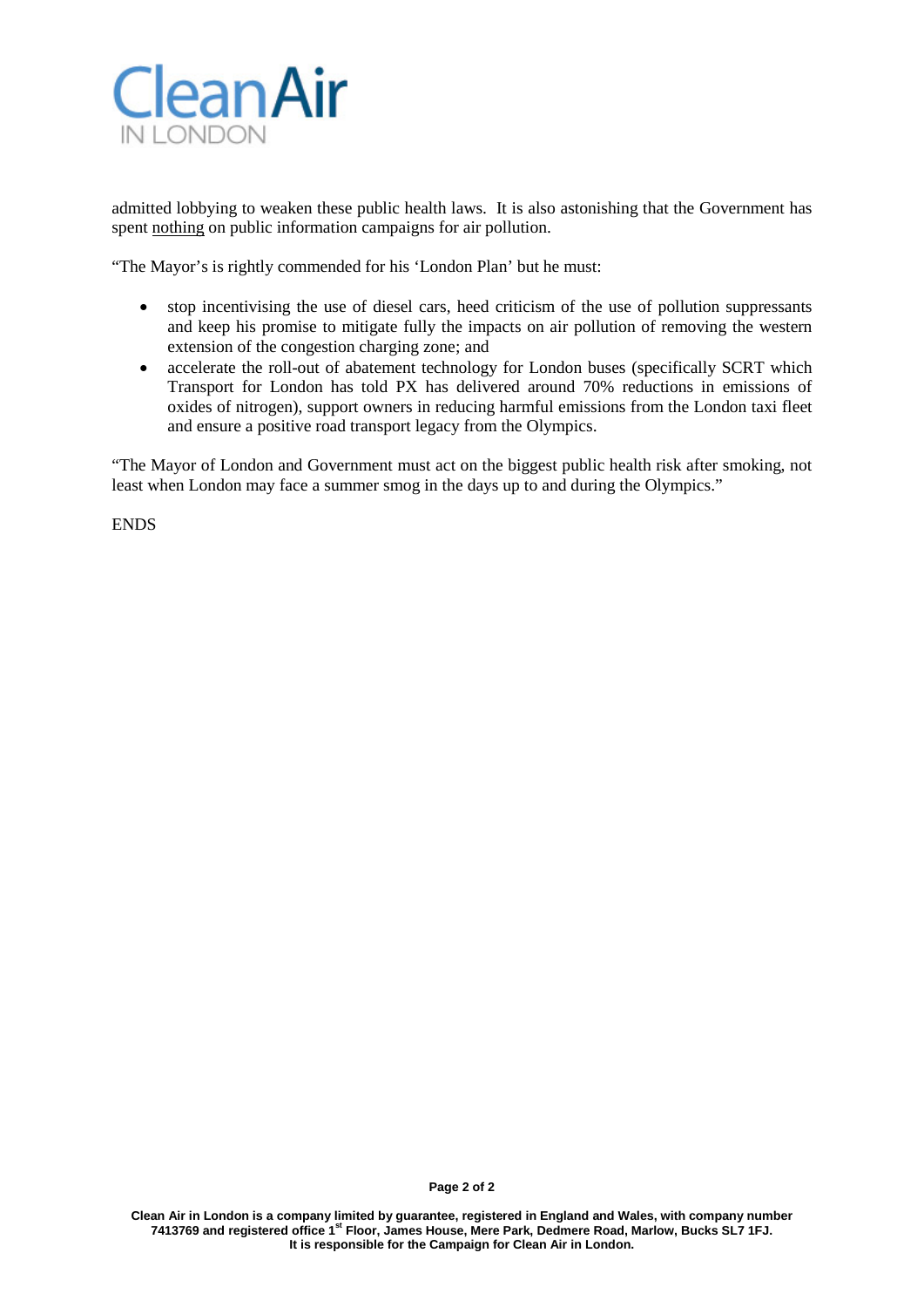admitted lobbying to weaken these public health laws. It is also astonishing that the Government has spent nothing on public information campaigns for air pollution.

"The Mayor's is rightly commended for his 'London Plan' but he must:

- stop incentivising the use of diesel cars, heed criticism of the use of pollution suppressants and keep his promise to mitigate fully the impacts on air pollution of removing the western extension of the congestion charging zone; and
- accelerate the roll-out of abatement technology for London buses (specifically SCRT which Transport for London has told PX has delivered around 70% reductions in emissions of oxides of nitrogen), support owners in reducing harmful emissions from the London taxi fleet and ensure a positive road transport legacy from the Olympics.

"The Mayor of London and Government must act on the biggest public health risk after smoking, not least when London may face a summer smog in the days up to and during the Olympics."

ENDS

**Clean Air in London is a company limited by guarantee, registered in England and Wales, with company number 7413769 and registered office 1st Floor, James House, Mere Park, Dedmere Road, Marlow, Bucks SL7 1FJ. It is responsible for the Campaign for Clean Air in London.**